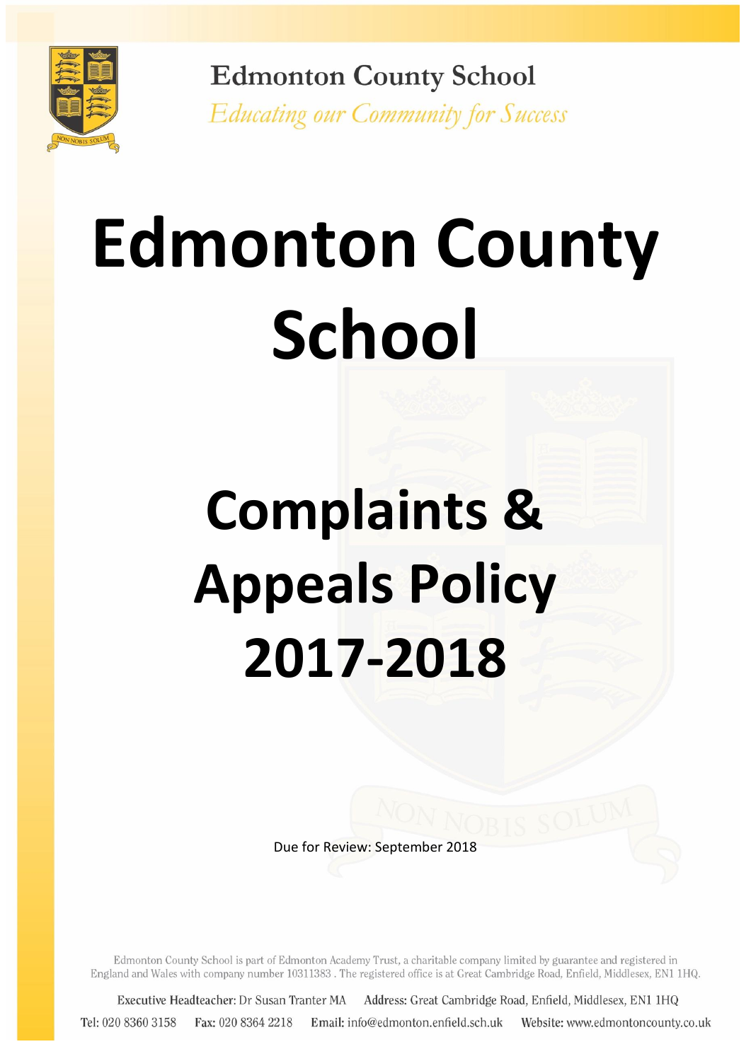Edmonton County School

*Educating our Community for Success*

# Edmonton County School

# Complaints & Appeals Policy 2017-2018

Due for Review: September 2018

Edmonton County School is part of Edmonton Academy Trust, a charitable company limited by guarantee and registered in England and Wales with company number 10311383 . The registered office is at Great Cambridge Road, Enfield, Middlesex, EN1 1HQ.

**Executive Headteacher:** Dr Susan Tranter MA **Address:** Great Cambridge Road, Enfield, Middlesex, EN1 1HQ

**Tel:** 020 8360 3158 **Fax:** 020 8364 2218 **Email:** info@edmonton.enfield.sch.uk **Website:** www.edmontoncounty.co.uk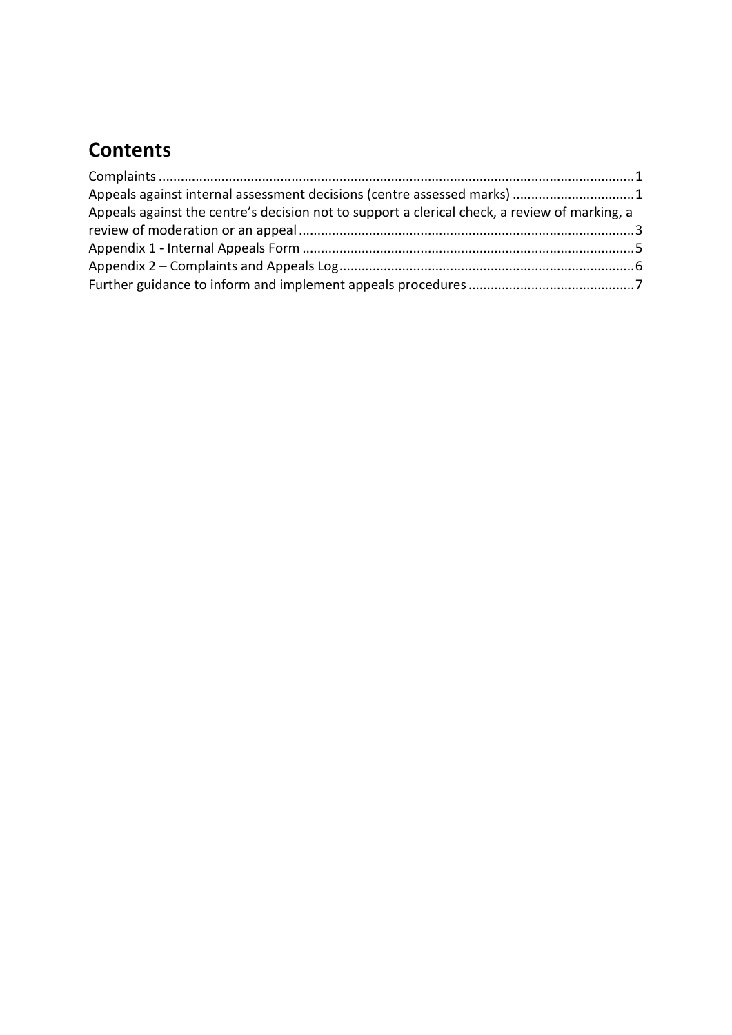# Contents

Complaints ....... 1
Appeals against internal assessment decisions (centre assessed marks) ....... 1
Appeals against the centre's decision not to support a clerical check, a review of marking, a review of moderation or an appeal ....... 3
Appendix 1 - Internal Appeals Form ....... 5
Appendix 2 – Complaints and Appeals Log ....... 6
Further guidance to inform and implement appeals procedures ....... 7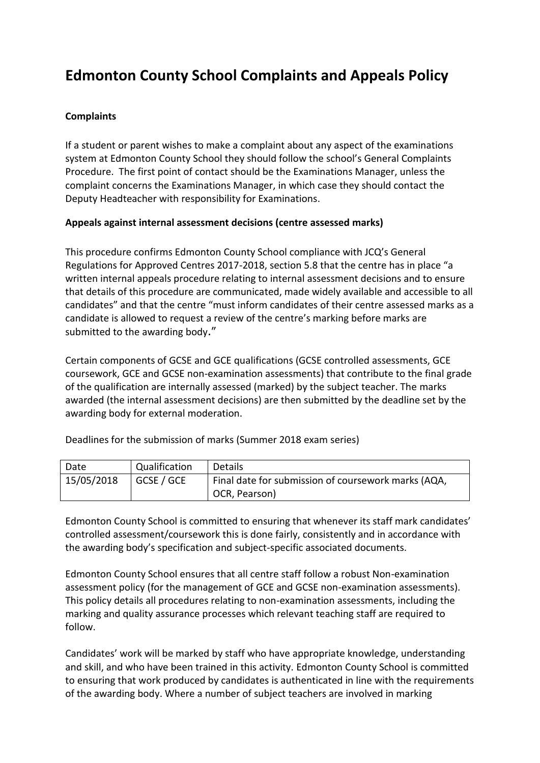# Edmonton County School Complaints and Appeals Policy

**Complaints**

If a student or parent wishes to make a complaint about any aspect of the examinations system at Edmonton County School they should follow the school's General Complaints Procedure. The first point of contact should be the Examinations Manager, unless the complaint concerns the Examinations Manager, in which case they should contact the Deputy Headteacher with responsibility for Examinations.

**Appeals against internal assessment decisions (centre assessed marks)**

This procedure confirms Edmonton County School compliance with JCQ's General Regulations for Approved Centres 2017-2018, section 5.8 that the centre has in place "a written internal appeals procedure relating to internal assessment decisions and to ensure that details of this procedure are communicated, made widely available and accessible to all candidates" and that the centre "must inform candidates of their centre assessed marks as a candidate is allowed to request a review of the centre's marking before marks are submitted to the awarding body."

Certain components of GCSE and GCE qualifications (GCSE controlled assessments, GCE coursework, GCE and GCSE non-examination assessments) that contribute to the final grade of the qualification are internally assessed (marked) by the subject teacher. The marks awarded (the internal assessment decisions) are then submitted by the deadline set by the awarding body for external moderation.

Deadlines for the submission of marks (Summer 2018 exam series)

| Date | Qualification | Details |
|---|---|---|
| 15/05/2018 | GCSE / GCE | Final date for submission of coursework marks (AQA, OCR, Pearson) |

Edmonton County School is committed to ensuring that whenever its staff mark candidates' controlled assessment/coursework this is done fairly, consistently and in accordance with the awarding body's specification and subject-specific associated documents.

Edmonton County School ensures that all centre staff follow a robust Non-examination assessment policy (for the management of GCE and GCSE non-examination assessments). This policy details all procedures relating to non-examination assessments, including the marking and quality assurance processes which relevant teaching staff are required to follow.

Candidates' work will be marked by staff who have appropriate knowledge, understanding and skill, and who have been trained in this activity. Edmonton County School is committed to ensuring that work produced by candidates is authenticated in line with the requirements of the awarding body. Where a number of subject teachers are involved in marking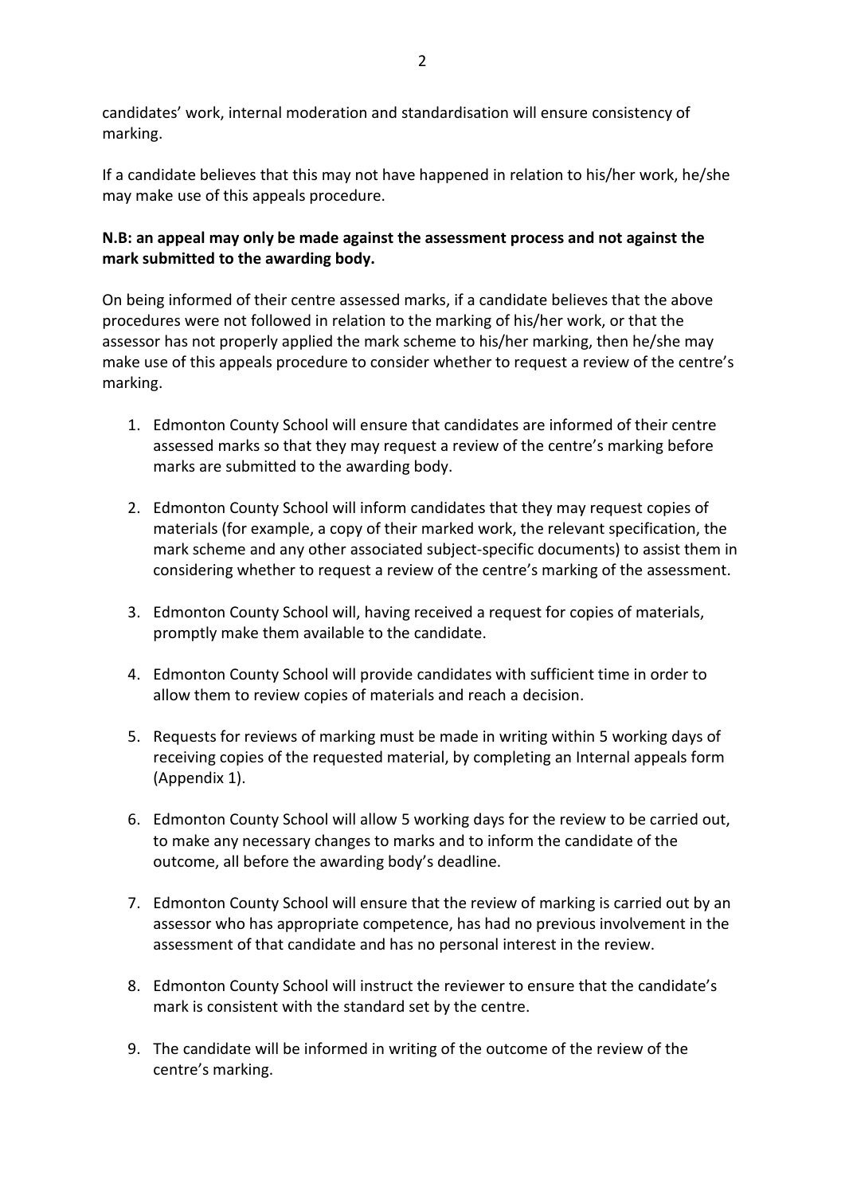candidates' work, internal moderation and standardisation will ensure consistency of marking.

If a candidate believes that this may not have happened in relation to his/her work, he/she may make use of this appeals procedure.

**N.B: an appeal may only be made against the assessment process and not against the mark submitted to the awarding body.**

On being informed of their centre assessed marks, if a candidate believes that the above procedures were not followed in relation to the marking of his/her work, or that the assessor has not properly applied the mark scheme to his/her marking, then he/she may make use of this appeals procedure to consider whether to request a review of the centre's marking.

1. Edmonton County School will ensure that candidates are informed of their centre assessed marks so that they may request a review of the centre's marking before marks are submitted to the awarding body.
2. Edmonton County School will inform candidates that they may request copies of materials (for example, a copy of their marked work, the relevant specification, the mark scheme and any other associated subject-specific documents) to assist them in considering whether to request a review of the centre's marking of the assessment.
3. Edmonton County School will, having received a request for copies of materials, promptly make them available to the candidate.
4. Edmonton County School will provide candidates with sufficient time in order to allow them to review copies of materials and reach a decision.
5. Requests for reviews of marking must be made in writing within 5 working days of receiving copies of the requested material, by completing an Internal appeals form (Appendix 1).
6. Edmonton County School will allow 5 working days for the review to be carried out, to make any necessary changes to marks and to inform the candidate of the outcome, all before the awarding body's deadline.
7. Edmonton County School will ensure that the review of marking is carried out by an assessor who has appropriate competence, has had no previous involvement in the assessment of that candidate and has no personal interest in the review.
8. Edmonton County School will instruct the reviewer to ensure that the candidate's mark is consistent with the standard set by the centre.
9. The candidate will be informed in writing of the outcome of the review of the centre's marking.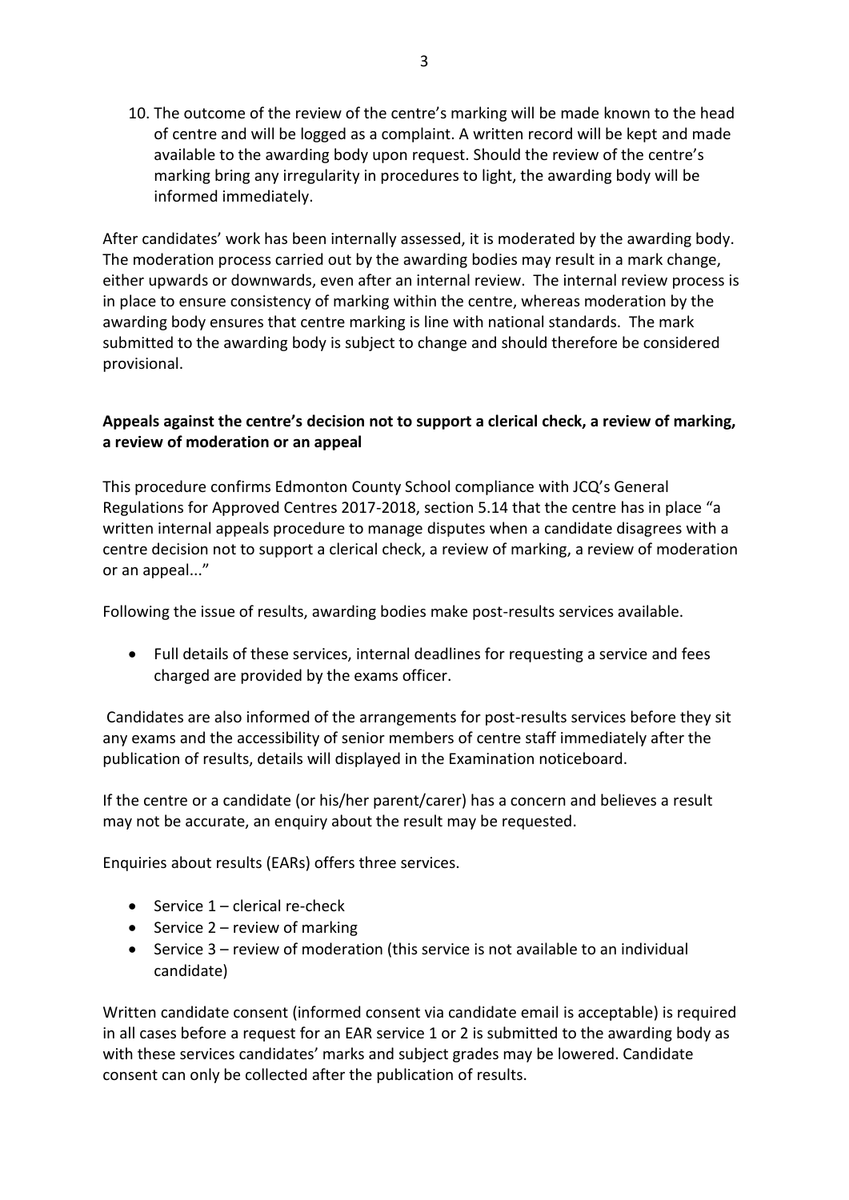10. The outcome of the review of the centre's marking will be made known to the head of centre and will be logged as a complaint. A written record will be kept and made available to the awarding body upon request. Should the review of the centre's marking bring any irregularity in procedures to light, the awarding body will be informed immediately.

After candidates' work has been internally assessed, it is moderated by the awarding body. The moderation process carried out by the awarding bodies may result in a mark change, either upwards or downwards, even after an internal review. The internal review process is in place to ensure consistency of marking within the centre, whereas moderation by the awarding body ensures that centre marking is line with national standards. The mark submitted to the awarding body is subject to change and should therefore be considered provisional.

**Appeals against the centre's decision not to support a clerical check, a review of marking, a review of moderation or an appeal**

This procedure confirms Edmonton County School compliance with JCQ's General Regulations for Approved Centres 2017-2018, section 5.14 that the centre has in place "a written internal appeals procedure to manage disputes when a candidate disagrees with a centre decision not to support a clerical check, a review of marking, a review of moderation or an appeal..."

Following the issue of results, awarding bodies make post-results services available.

- Full details of these services, internal deadlines for requesting a service and fees charged are provided by the exams officer.

Candidates are also informed of the arrangements for post-results services before they sit any exams and the accessibility of senior members of centre staff immediately after the publication of results, details will displayed in the Examination noticeboard.

If the centre or a candidate (or his/her parent/carer) has a concern and believes a result may not be accurate, an enquiry about the result may be requested.

Enquiries about results (EARs) offers three services.

- Service 1 – clerical re-check
- Service 2 – review of marking
- Service 3 – review of moderation (this service is not available to an individual candidate)

Written candidate consent (informed consent via candidate email is acceptable) is required in all cases before a request for an EAR service 1 or 2 is submitted to the awarding body as with these services candidates' marks and subject grades may be lowered. Candidate consent can only be collected after the publication of results.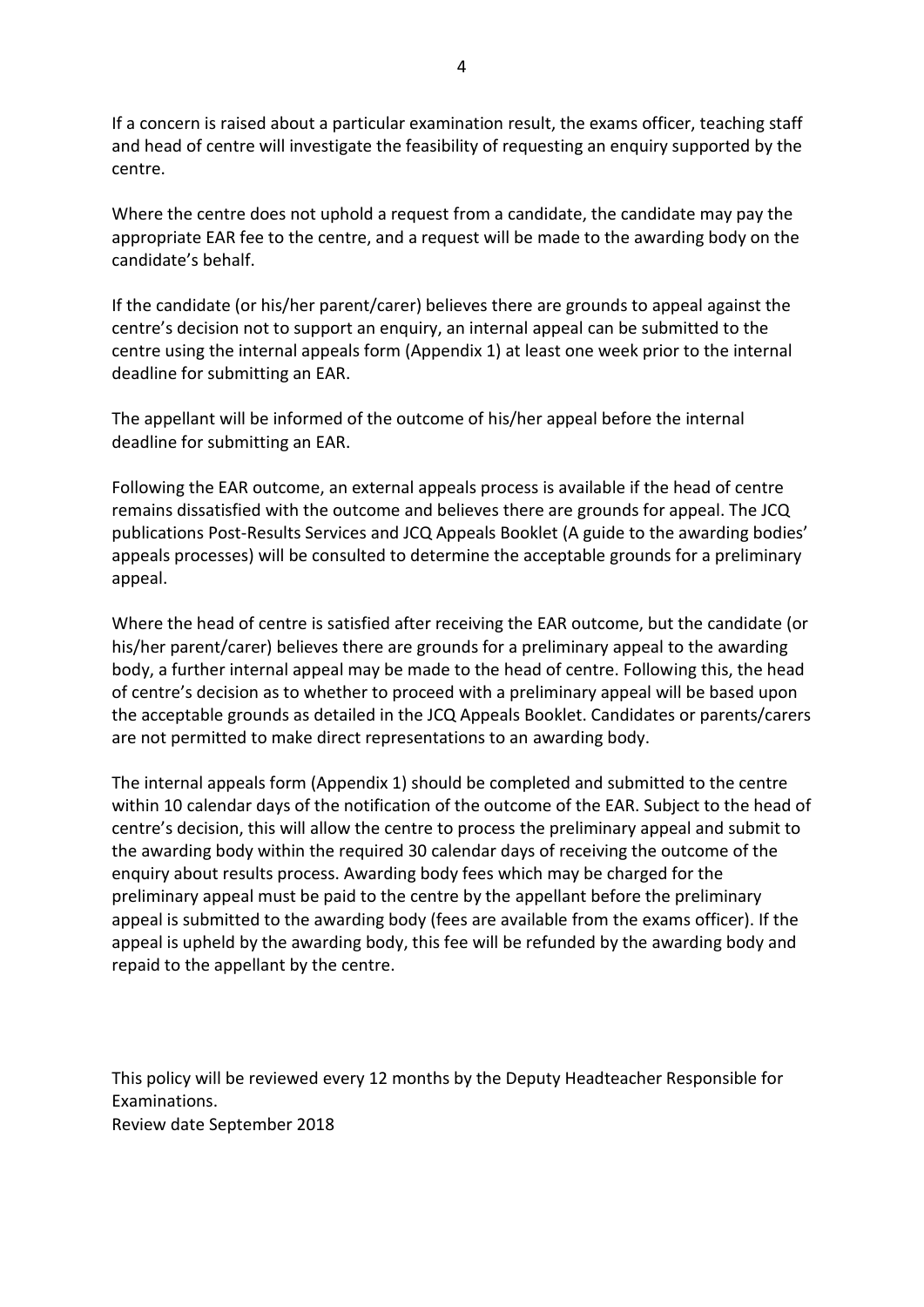If a concern is raised about a particular examination result, the exams officer, teaching staff and head of centre will investigate the feasibility of requesting an enquiry supported by the centre.

Where the centre does not uphold a request from a candidate, the candidate may pay the appropriate EAR fee to the centre, and a request will be made to the awarding body on the candidate's behalf.

If the candidate (or his/her parent/carer) believes there are grounds to appeal against the centre's decision not to support an enquiry, an internal appeal can be submitted to the centre using the internal appeals form (Appendix 1) at least one week prior to the internal deadline for submitting an EAR.

The appellant will be informed of the outcome of his/her appeal before the internal deadline for submitting an EAR.

Following the EAR outcome, an external appeals process is available if the head of centre remains dissatisfied with the outcome and believes there are grounds for appeal. The JCQ publications Post-Results Services and JCQ Appeals Booklet (A guide to the awarding bodies' appeals processes) will be consulted to determine the acceptable grounds for a preliminary appeal.

Where the head of centre is satisfied after receiving the EAR outcome, but the candidate (or his/her parent/carer) believes there are grounds for a preliminary appeal to the awarding body, a further internal appeal may be made to the head of centre. Following this, the head of centre's decision as to whether to proceed with a preliminary appeal will be based upon the acceptable grounds as detailed in the JCQ Appeals Booklet. Candidates or parents/carers are not permitted to make direct representations to an awarding body.

The internal appeals form (Appendix 1) should be completed and submitted to the centre within 10 calendar days of the notification of the outcome of the EAR. Subject to the head of centre's decision, this will allow the centre to process the preliminary appeal and submit to the awarding body within the required 30 calendar days of receiving the outcome of the enquiry about results process. Awarding body fees which may be charged for the preliminary appeal must be paid to the centre by the appellant before the preliminary appeal is submitted to the awarding body (fees are available from the exams officer). If the appeal is upheld by the awarding body, this fee will be refunded by the awarding body and repaid to the appellant by the centre.

This policy will be reviewed every 12 months by the Deputy Headteacher Responsible for Examinations.
Review date September 2018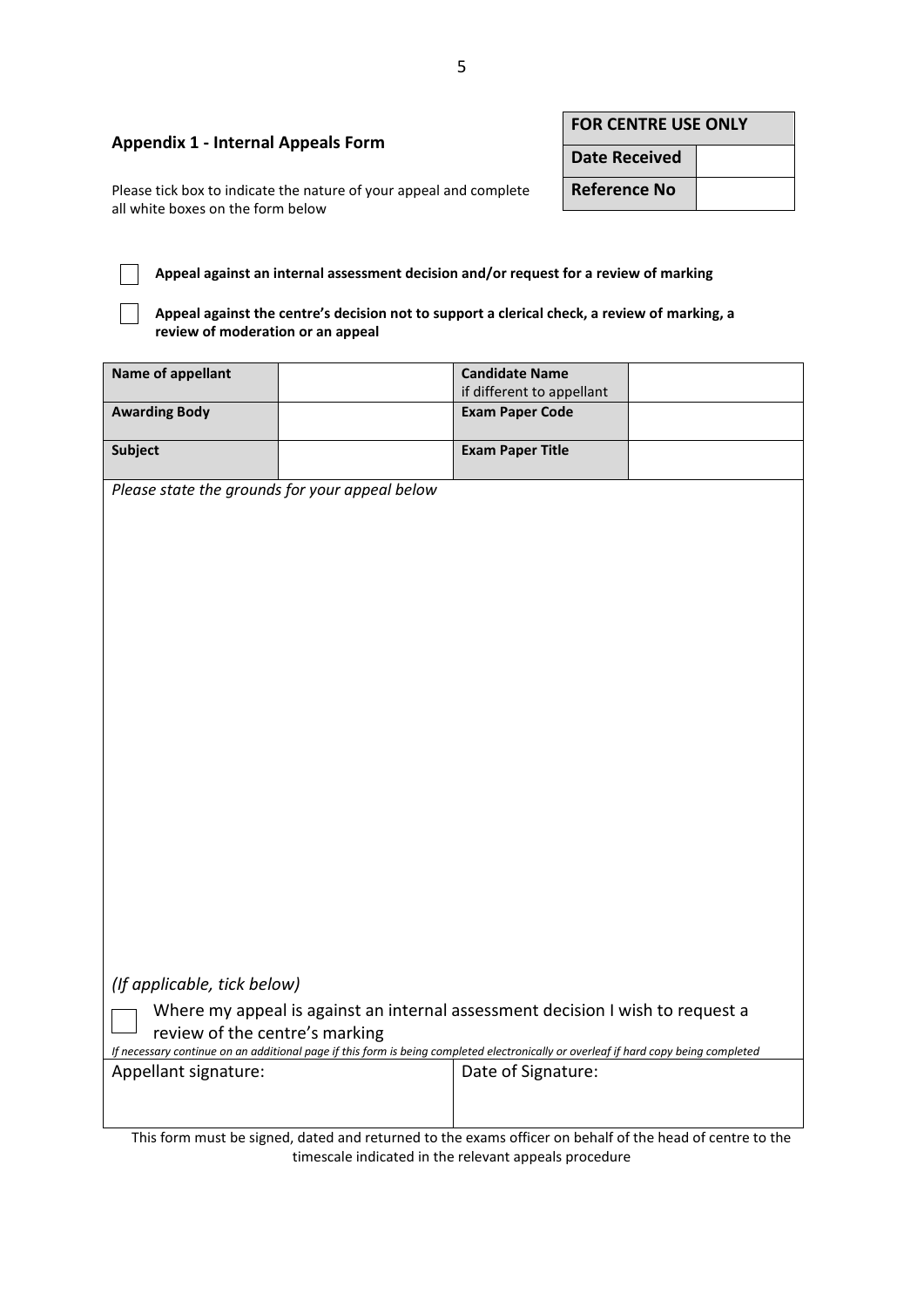## Appendix 1 - Internal Appeals Form

| FOR CENTRE USE ONLY | |
|---|---|
| Date Received | |
| Reference No | |

Please tick box to indicate the nature of your appeal and complete all white boxes on the form below

☐ **Appeal against an internal assessment decision and/or request for a review of marking**

☐ **Appeal against the centre's decision not to support a clerical check, a review of marking, a review of moderation or an appeal**

| **Name of appellant** | | **Candidate Name** if different to appellant | |
|---|---|---|---|
| **Awarding Body** | | **Exam Paper Code** | |
| **Subject** | | **Exam Paper Title** | |

*Please state the grounds for your appeal below*

*(If applicable, tick below)*

☐ Where my appeal is against an internal assessment decision I wish to request a review of the centre's marking

*If necessary continue on an additional page if this form is being completed electronically or overleaf if hard copy being completed*

| Appellant signature: | Date of Signature: |
|---|---|
| | |

This form must be signed, dated and returned to the exams officer on behalf of the head of centre to the timescale indicated in the relevant appeals procedure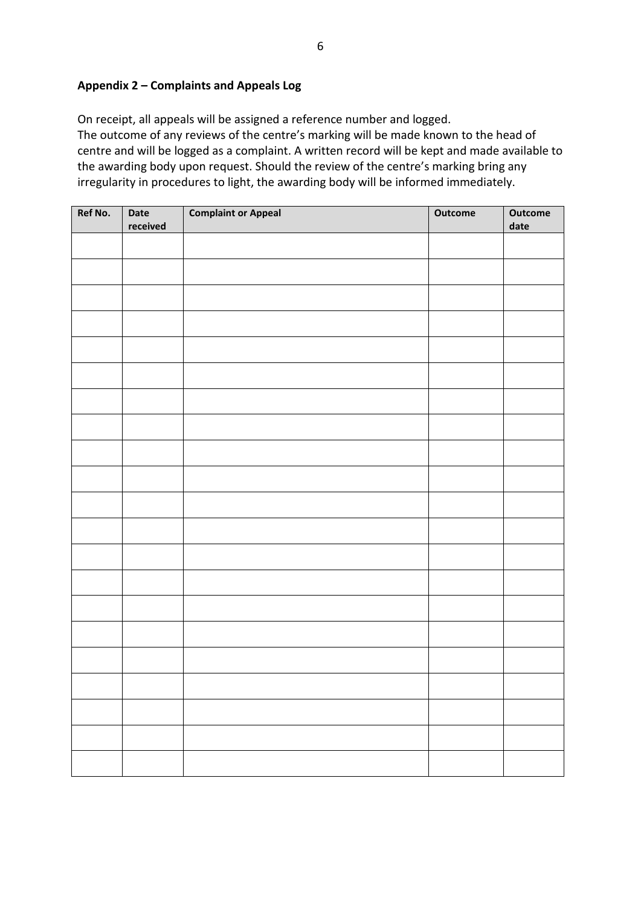**Appendix 2 – Complaints and Appeals Log**

On receipt, all appeals will be assigned a reference number and logged.
The outcome of any reviews of the centre's marking will be made known to the head of centre and will be logged as a complaint. A written record will be kept and made available to the awarding body upon request. Should the review of the centre's marking bring any irregularity in procedures to light, the awarding body will be informed immediately.

| Ref No. | Date received | Complaint or Appeal | Outcome | Outcome date |
|---|---|---|---|---|
| | | | | |
| | | | | |
| | | | | |
| | | | | |
| | | | | |
| | | | | |
| | | | | |
| | | | | |
| | | | | |
| | | | | |
| | | | | |
| | | | | |
| | | | | |
| | | | | |
| | | | | |
| | | | | |
| | | | | |
| | | | | |
| | | | | |
| | | | | |
| | | | | |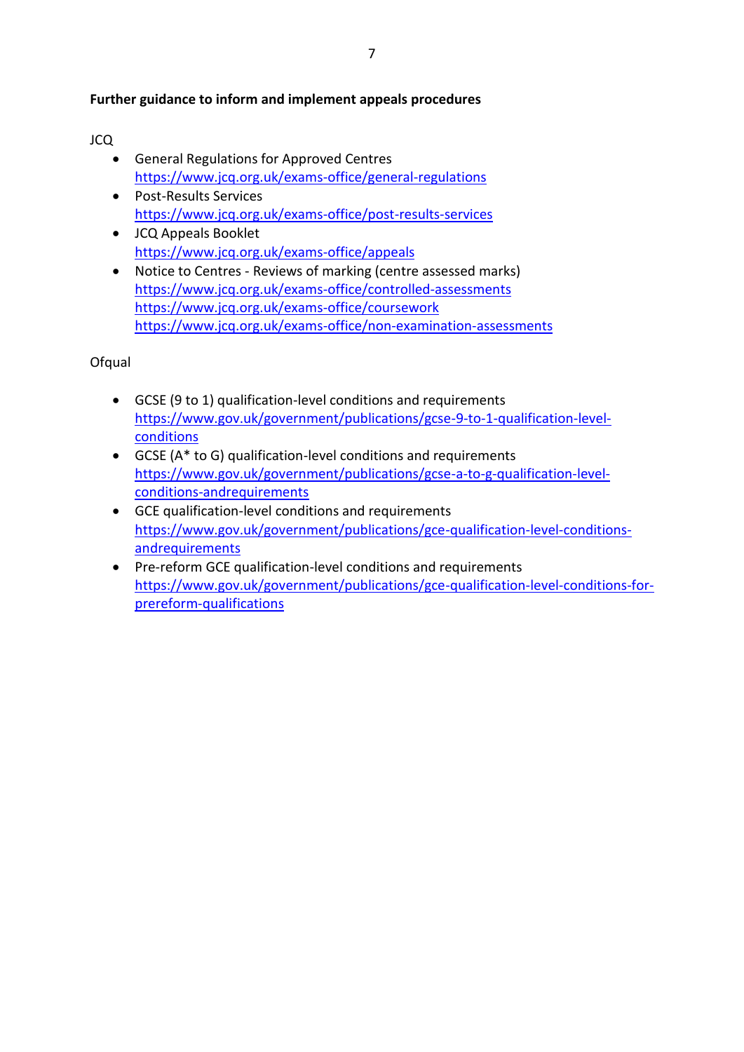**Further guidance to inform and implement appeals procedures**

JCQ

- General Regulations for Approved Centres
  https://www.jcq.org.uk/exams-office/general-regulations
- Post-Results Services
  https://www.jcq.org.uk/exams-office/post-results-services
- JCQ Appeals Booklet
  https://www.jcq.org.uk/exams-office/appeals
- Notice to Centres - Reviews of marking (centre assessed marks)
  https://www.jcq.org.uk/exams-office/controlled-assessments
  https://www.jcq.org.uk/exams-office/coursework
  https://www.jcq.org.uk/exams-office/non-examination-assessments

Ofqual

- GCSE (9 to 1) qualification-level conditions and requirements
  https://www.gov.uk/government/publications/gcse-9-to-1-qualification-level-conditions
- GCSE (A* to G) qualification-level conditions and requirements
  https://www.gov.uk/government/publications/gcse-a-to-g-qualification-level-conditions-andrequirements
- GCE qualification-level conditions and requirements
  https://www.gov.uk/government/publications/gce-qualification-level-conditions-andrequirements
- Pre-reform GCE qualification-level conditions and requirements
  https://www.gov.uk/government/publications/gce-qualification-level-conditions-for-prereform-qualifications